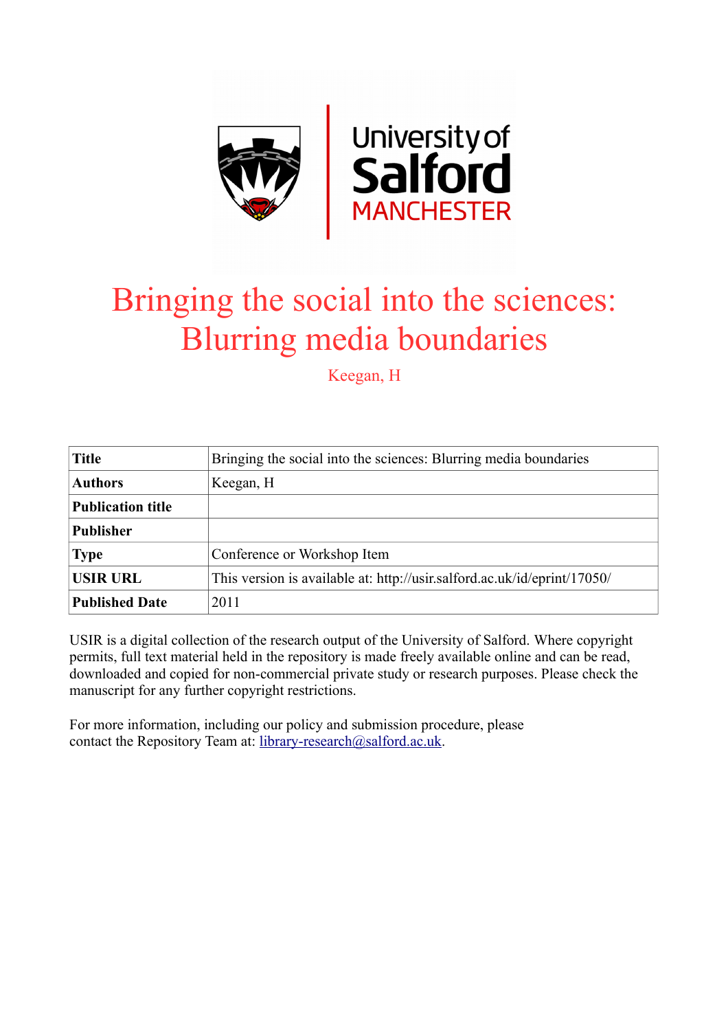# Bringing the social into the sciences: Blurring media boundaries

Keegan, H

| **Title** | Bringing the social into the sciences: Blurring media boundaries |
|---|---|
| **Authors** | Keegan, H |
| **Publication title** | |
| **Publisher** | |
| **Type** | Conference or Workshop Item |
| **USIR URL** | This version is available at: http://usir.salford.ac.uk/id/eprint/17050/ |
| **Published Date** | 2011 |

USIR is a digital collection of the research output of the University of Salford. Where copyright permits, full text material held in the repository is made freely available online and can be read, downloaded and copied for non-commercial private study or research purposes. Please check the manuscript for any further copyright restrictions.

For more information, including our policy and submission procedure, please contact the Repository Team at: library-research@salford.ac.uk.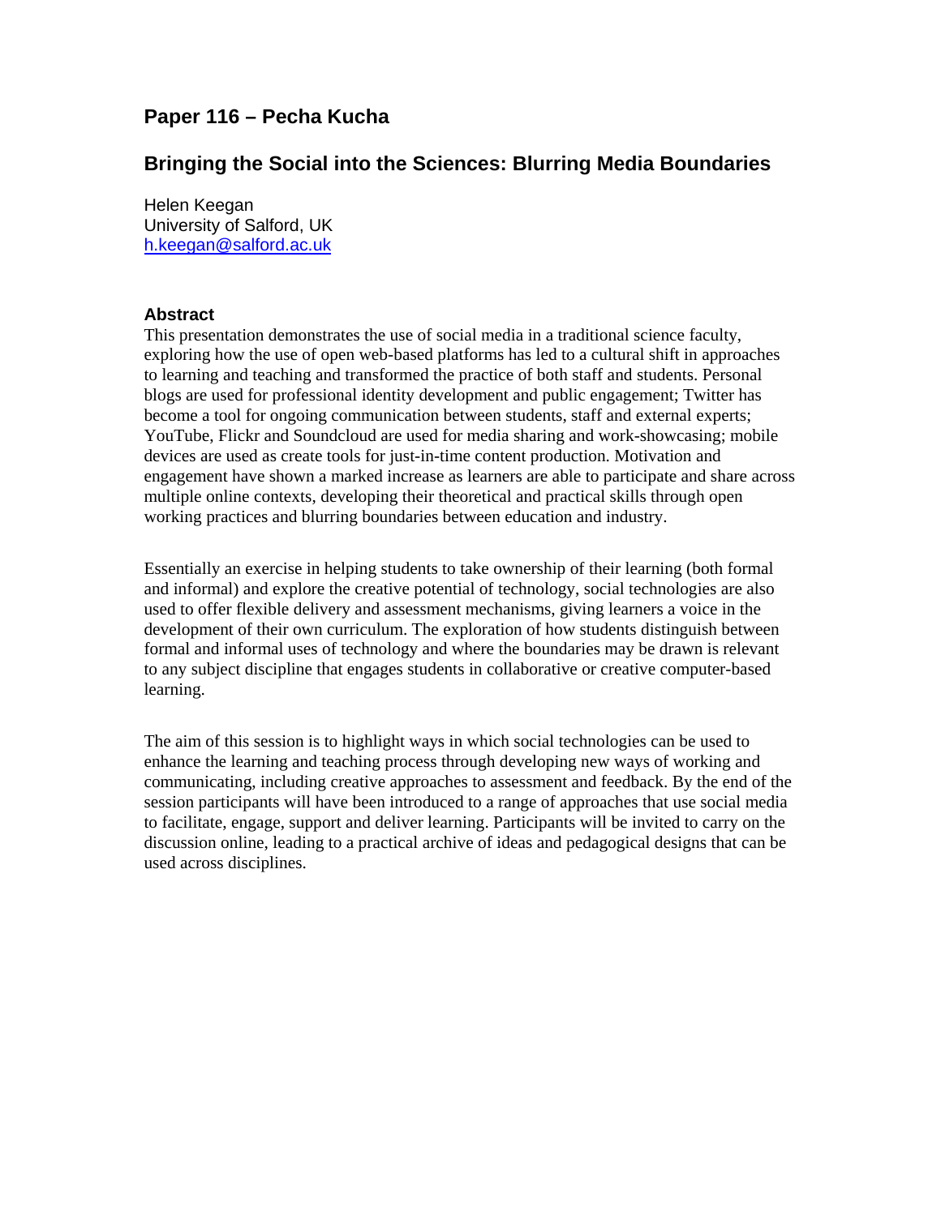## Paper 116 – Pecha Kucha

## Bringing the Social into the Sciences: Blurring Media Boundaries

Helen Keegan
University of Salford, UK
h.keegan@salford.ac.uk

### Abstract

This presentation demonstrates the use of social media in a traditional science faculty, exploring how the use of open web-based platforms has led to a cultural shift in approaches to learning and teaching and transformed the practice of both staff and students. Personal blogs are used for professional identity development and public engagement; Twitter has become a tool for ongoing communication between students, staff and external experts; YouTube, Flickr and Soundcloud are used for media sharing and work-showcasing; mobile devices are used as create tools for just-in-time content production. Motivation and engagement have shown a marked increase as learners are able to participate and share across multiple online contexts, developing their theoretical and practical skills through open working practices and blurring boundaries between education and industry.

Essentially an exercise in helping students to take ownership of their learning (both formal and informal) and explore the creative potential of technology, social technologies are also used to offer flexible delivery and assessment mechanisms, giving learners a voice in the development of their own curriculum. The exploration of how students distinguish between formal and informal uses of technology and where the boundaries may be drawn is relevant to any subject discipline that engages students in collaborative or creative computer-based learning.

The aim of this session is to highlight ways in which social technologies can be used to enhance the learning and teaching process through developing new ways of working and communicating, including creative approaches to assessment and feedback. By the end of the session participants will have been introduced to a range of approaches that use social media to facilitate, engage, support and deliver learning. Participants will be invited to carry on the discussion online, leading to a practical archive of ideas and pedagogical designs that can be used across disciplines.